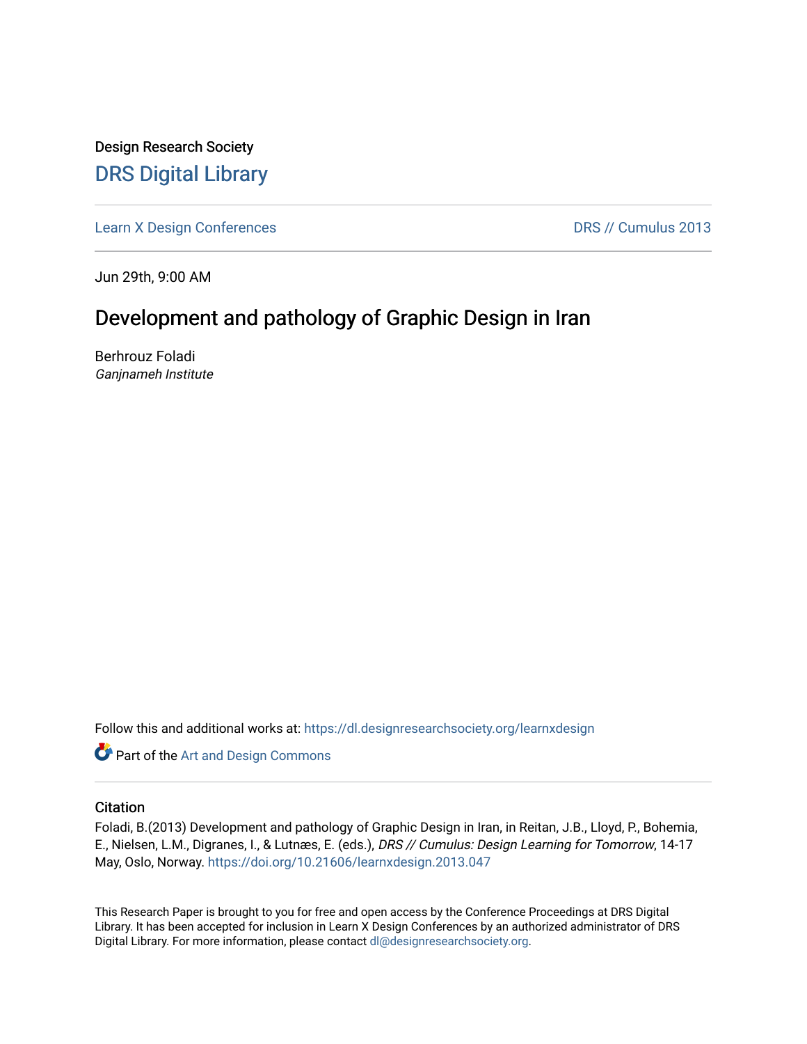Design Research Society

# DRS Digital Library

Learn X Design Conferences | DRS // Cumulus 2013

Jun 29th, 9:00 AM

## Development and pathology of Graphic Design in Iran

Berhrouz Foladi
*Ganjnameh Institute*

Follow this and additional works at: https://dl.designresearchsociety.org/learnxdesign

Part of the Art and Design Commons

### Citation

Foladi, B.(2013) Development and pathology of Graphic Design in Iran, in Reitan, J.B., Lloyd, P., Bohemia, E., Nielsen, L.M., Digranes, I., & Lutnæs, E. (eds.), *DRS // Cumulus: Design Learning for Tomorrow*, 14-17 May, Oslo, Norway. https://doi.org/10.21606/learnxdesign.2013.047

This Research Paper is brought to you for free and open access by the Conference Proceedings at DRS Digital Library. It has been accepted for inclusion in Learn X Design Conferences by an authorized administrator of DRS Digital Library. For more information, please contact dl@designresearchsociety.org.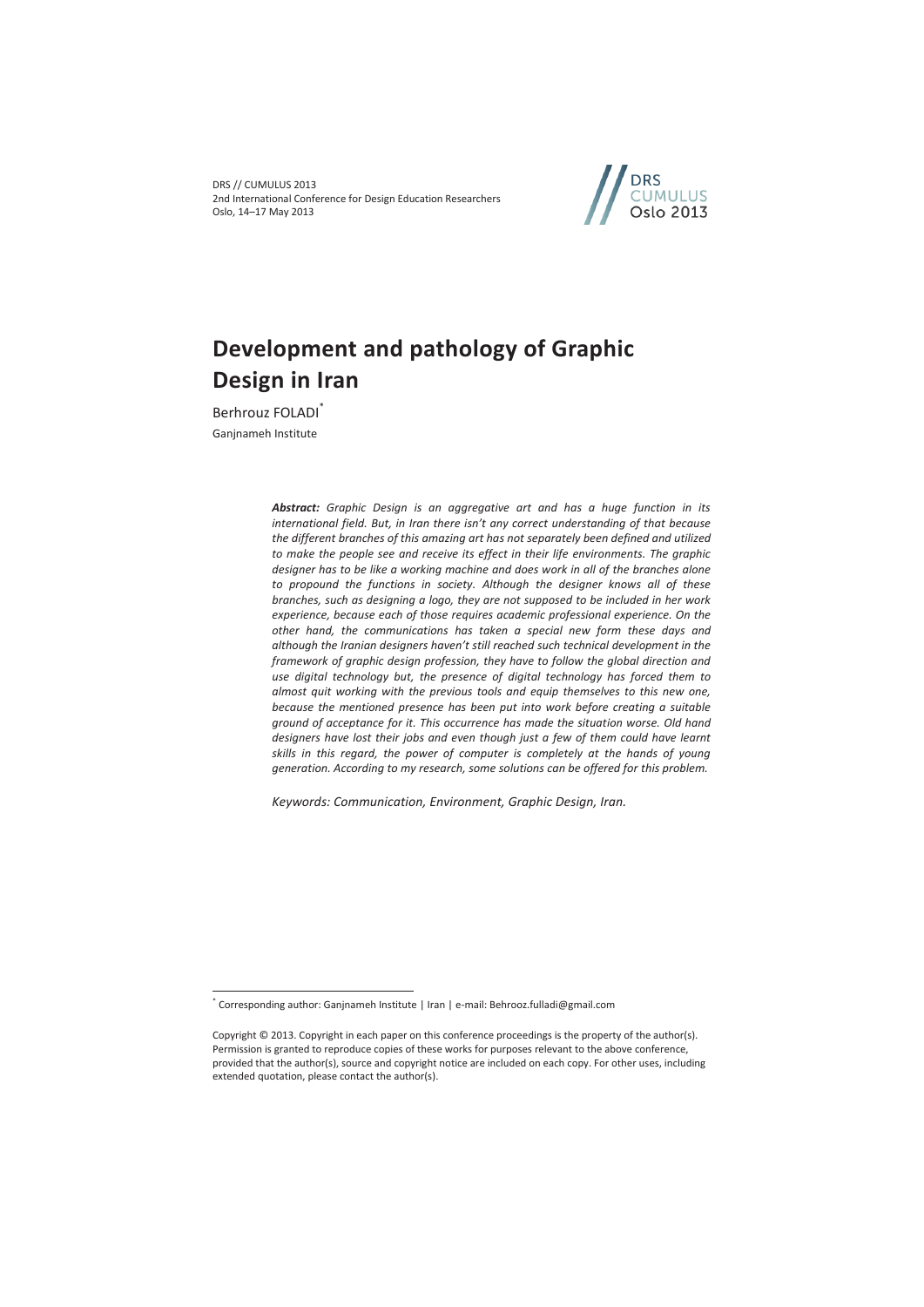# Development and pathology of Graphic Design in Iran

Berhrouz FOLADI*

Ganjnameh Institute

***Abstract:*** *Graphic Design is an aggregative art and has a huge function in its international field. But, in Iran there isn't any correct understanding of that because the different branches of this amazing art has not separately been defined and utilized to make the people see and receive its effect in their life environments. The graphic designer has to be like a working machine and does work in all of the branches alone to propound the functions in society. Although the designer knows all of these branches, such as designing a logo, they are not supposed to be included in her work experience, because each of those requires academic professional experience. On the other hand, the communications has taken a special new form these days and although the Iranian designers haven't still reached such technical development in the framework of graphic design profession, they have to follow the global direction and use digital technology but, the presence of digital technology has forced them to almost quit working with the previous tools and equip themselves to this new one, because the mentioned presence has been put into work before creating a suitable ground of acceptance for it. This occurrence has made the situation worse. Old hand designers have lost their jobs and even though just a few of them could have learnt skills in this regard, the power of computer is completely at the hands of young generation. According to my research, some solutions can be offered for this problem.*

*Keywords: Communication, Environment, Graphic Design, Iran.*

---

* Corresponding author: Ganjnameh Institute | Iran | e-mail: Behrooz.fulladi@gmail.com

Copyright © 2013. Copyright in each paper on this conference proceedings is the property of the author(s). Permission is granted to reproduce copies of these works for purposes relevant to the above conference, provided that the author(s), source and copyright notice are included on each copy. For other uses, including extended quotation, please contact the author(s).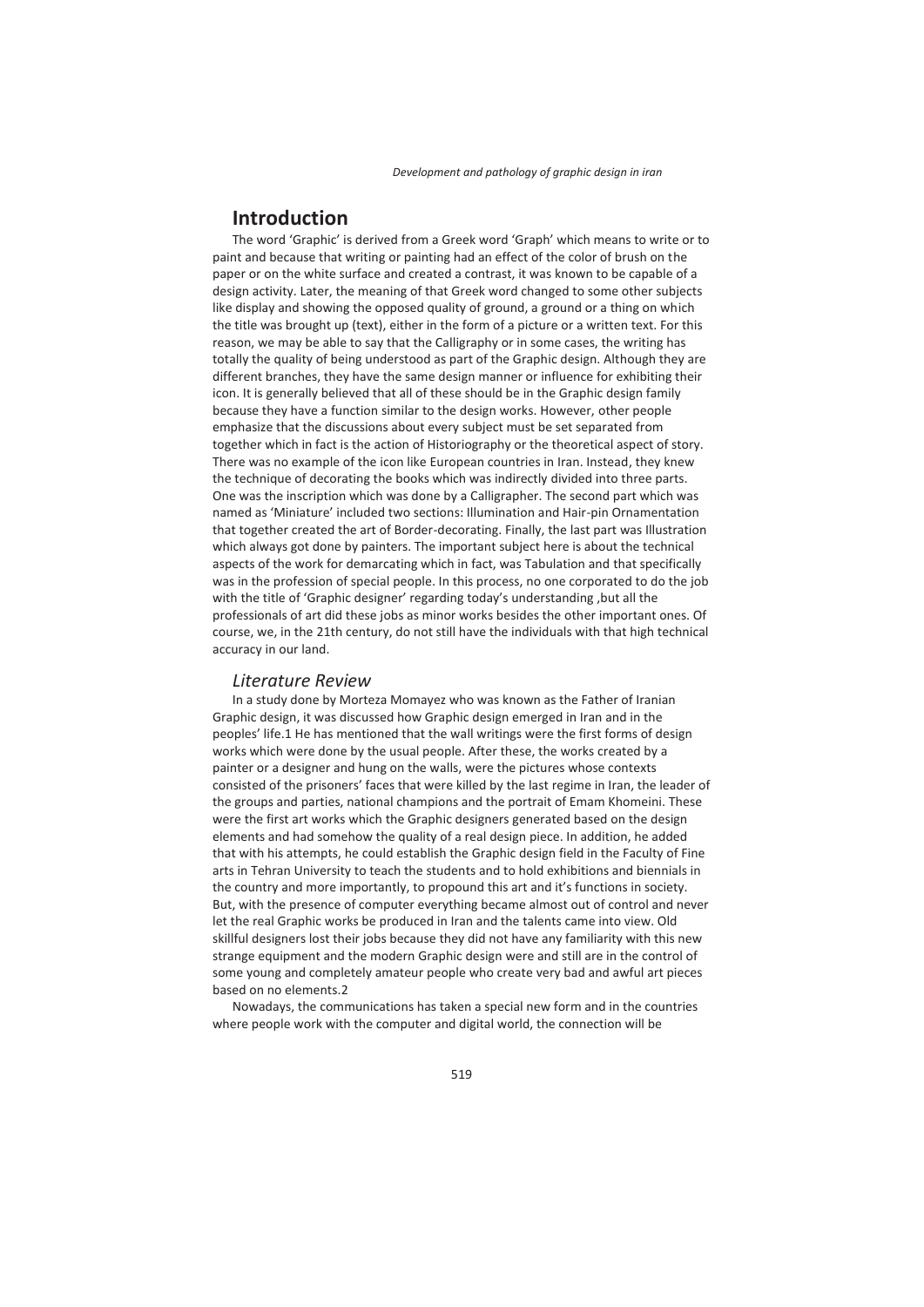## Introduction

The word 'Graphic' is derived from a Greek word 'Graph' which means to write or to paint and because that writing or painting had an effect of the color of brush on the paper or on the white surface and created a contrast, it was known to be capable of a design activity. Later, the meaning of that Greek word changed to some other subjects like display and showing the opposed quality of ground, a ground or a thing on which the title was brought up (text), either in the form of a picture or a written text. For this reason, we may be able to say that the Calligraphy or in some cases, the writing has totally the quality of being understood as part of the Graphic design. Although they are different branches, they have the same design manner or influence for exhibiting their icon. It is generally believed that all of these should be in the Graphic design family because they have a function similar to the design works. However, other people emphasize that the discussions about every subject must be set separated from together which in fact is the action of Historiography or the theoretical aspect of story. There was no example of the icon like European countries in Iran. Instead, they knew the technique of decorating the books which was indirectly divided into three parts. One was the inscription which was done by a Calligrapher. The second part which was named as 'Miniature' included two sections: Illumination and Hair-pin Ornamentation that together created the art of Border-decorating. Finally, the last part was Illustration which always got done by painters. The important subject here is about the technical aspects of the work for demarcating which in fact, was Tabulation and that specifically was in the profession of special people. In this process, no one corporated to do the job with the title of 'Graphic designer' regarding today's understanding ,but all the professionals of art did these jobs as minor works besides the other important ones. Of course, we, in the 21th century, do not still have the individuals with that high technical accuracy in our land.

### *Literature Review*

In a study done by Morteza Momayez who was known as the Father of Iranian Graphic design, it was discussed how Graphic design emerged in Iran and in the peoples' life.1 He has mentioned that the wall writings were the first forms of design works which were done by the usual people. After these, the works created by a painter or a designer and hung on the walls, were the pictures whose contexts consisted of the prisoners' faces that were killed by the last regime in Iran, the leader of the groups and parties, national champions and the portrait of Emam Khomeini. These were the first art works which the Graphic designers generated based on the design elements and had somehow the quality of a real design piece. In addition, he added that with his attempts, he could establish the Graphic design field in the Faculty of Fine arts in Tehran University to teach the students and to hold exhibitions and biennials in the country and more importantly, to propound this art and it's functions in society. But, with the presence of computer everything became almost out of control and never let the real Graphic works be produced in Iran and the talents came into view. Old skillful designers lost their jobs because they did not have any familiarity with this new strange equipment and the modern Graphic design were and still are in the control of some young and completely amateur people who create very bad and awful art pieces based on no elements.2

Nowadays, the communications has taken a special new form and in the countries where people work with the computer and digital world, the connection will be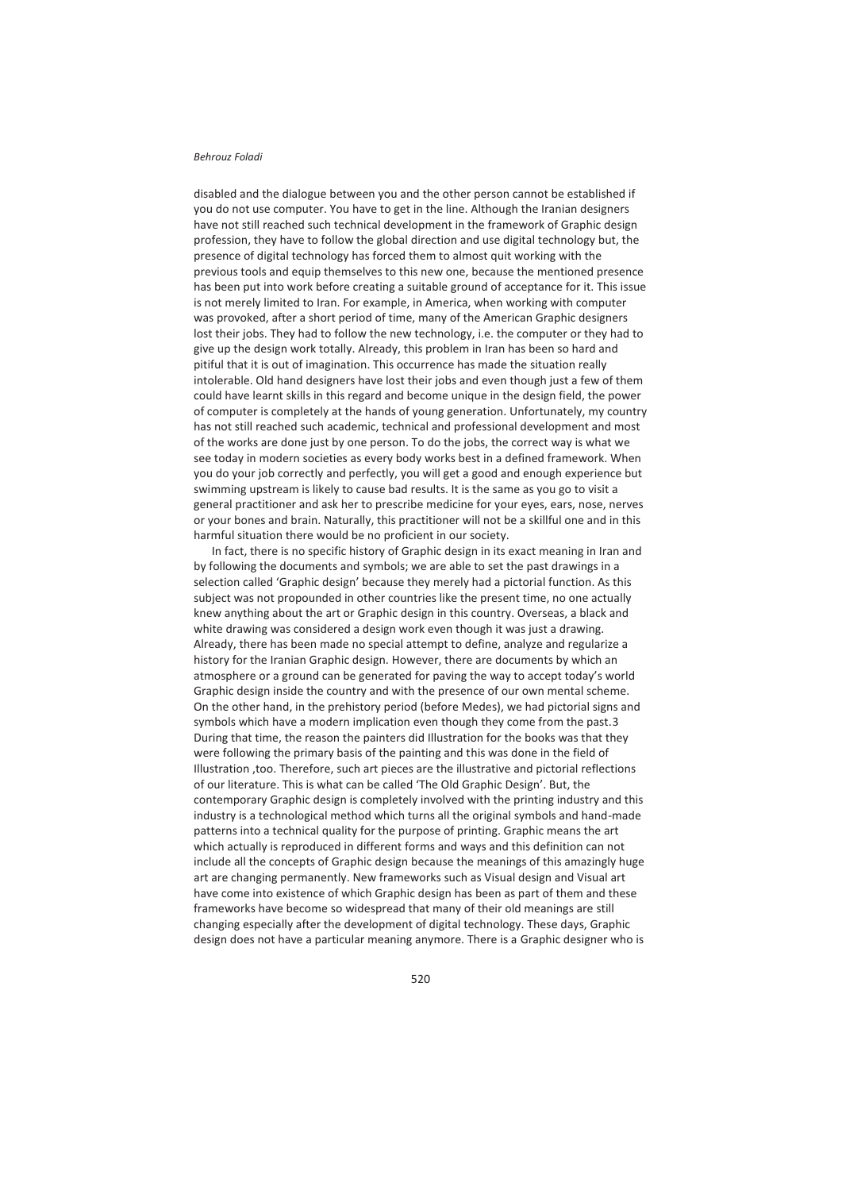disabled and the dialogue between you and the other person cannot be established if you do not use computer. You have to get in the line. Although the Iranian designers have not still reached such technical development in the framework of Graphic design profession, they have to follow the global direction and use digital technology but, the presence of digital technology has forced them to almost quit working with the previous tools and equip themselves to this new one, because the mentioned presence has been put into work before creating a suitable ground of acceptance for it. This issue is not merely limited to Iran. For example, in America, when working with computer was provoked, after a short period of time, many of the American Graphic designers lost their jobs. They had to follow the new technology, i.e. the computer or they had to give up the design work totally. Already, this problem in Iran has been so hard and pitiful that it is out of imagination. This occurrence has made the situation really intolerable. Old hand designers have lost their jobs and even though just a few of them could have learnt skills in this regard and become unique in the design field, the power of computer is completely at the hands of young generation. Unfortunately, my country has not still reached such academic, technical and professional development and most of the works are done just by one person. To do the jobs, the correct way is what we see today in modern societies as every body works best in a defined framework. When you do your job correctly and perfectly, you will get a good and enough experience but swimming upstream is likely to cause bad results. It is the same as you go to visit a general practitioner and ask her to prescribe medicine for your eyes, ears, nose, nerves or your bones and brain. Naturally, this practitioner will not be a skillful one and in this harmful situation there would be no proficient in our society.

In fact, there is no specific history of Graphic design in its exact meaning in Iran and by following the documents and symbols; we are able to set the past drawings in a selection called 'Graphic design' because they merely had a pictorial function. As this subject was not propounded in other countries like the present time, no one actually knew anything about the art or Graphic design in this country. Overseas, a black and white drawing was considered a design work even though it was just a drawing. Already, there has been made no special attempt to define, analyze and regularize a history for the Iranian Graphic design. However, there are documents by which an atmosphere or a ground can be generated for paving the way to accept today's world Graphic design inside the country and with the presence of our own mental scheme. On the other hand, in the prehistory period (before Medes), we had pictorial signs and symbols which have a modern implication even though they come from the past.[3] During that time, the reason the painters did Illustration for the books was that they were following the primary basis of the painting and this was done in the field of Illustration ,too. Therefore, such art pieces are the illustrative and pictorial reflections of our literature. This is what can be called 'The Old Graphic Design'. But, the contemporary Graphic design is completely involved with the printing industry and this industry is a technological method which turns all the original symbols and hand-made patterns into a technical quality for the purpose of printing. Graphic means the art which actually is reproduced in different forms and ways and this definition can not include all the concepts of Graphic design because the meanings of this amazingly huge art are changing permanently. New frameworks such as Visual design and Visual art have come into existence of which Graphic design has been as part of them and these frameworks have become so widespread that many of their old meanings are still changing especially after the development of digital technology. These days, Graphic design does not have a particular meaning anymore. There is a Graphic designer who is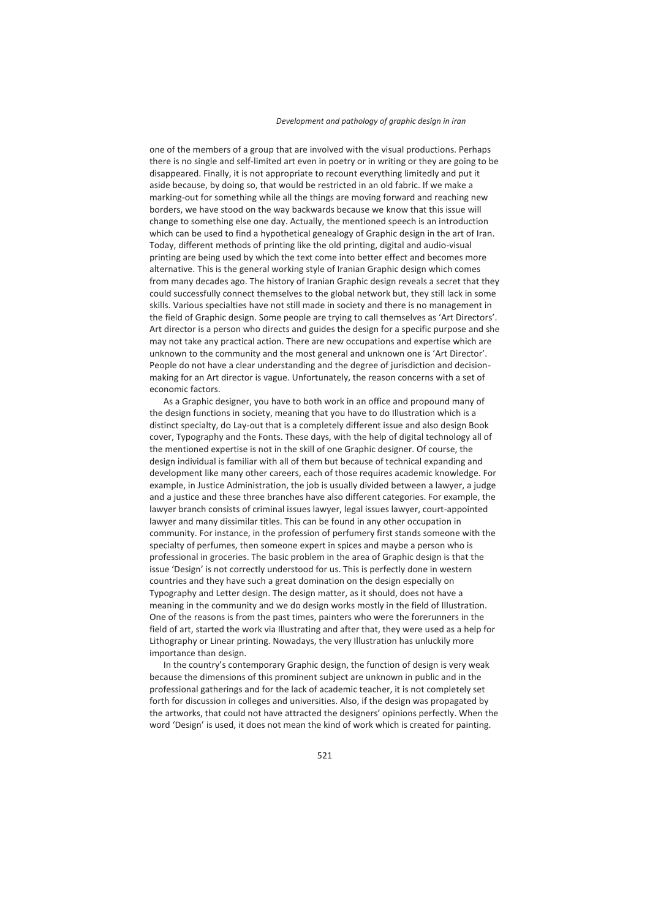one of the members of a group that are involved with the visual productions. Perhaps there is no single and self-limited art even in poetry or in writing or they are going to be disappeared. Finally, it is not appropriate to recount everything limitedly and put it aside because, by doing so, that would be restricted in an old fabric. If we make a marking-out for something while all the things are moving forward and reaching new borders, we have stood on the way backwards because we know that this issue will change to something else one day. Actually, the mentioned speech is an introduction which can be used to find a hypothetical genealogy of Graphic design in the art of Iran. Today, different methods of printing like the old printing, digital and audio-visual printing are being used by which the text come into better effect and becomes more alternative. This is the general working style of Iranian Graphic design which comes from many decades ago. The history of Iranian Graphic design reveals a secret that they could successfully connect themselves to the global network but, they still lack in some skills. Various specialties have not still made in society and there is no management in the field of Graphic design. Some people are trying to call themselves as 'Art Directors'. Art director is a person who directs and guides the design for a specific purpose and she may not take any practical action. There are new occupations and expertise which are unknown to the community and the most general and unknown one is 'Art Director'. People do not have a clear understanding and the degree of jurisdiction and decision-making for an Art director is vague. Unfortunately, the reason concerns with a set of economic factors.

As a Graphic designer, you have to both work in an office and propound many of the design functions in society, meaning that you have to do Illustration which is a distinct specialty, do Lay-out that is a completely different issue and also design Book cover, Typography and the Fonts. These days, with the help of digital technology all of the mentioned expertise is not in the skill of one Graphic designer. Of course, the design individual is familiar with all of them but because of technical expanding and development like many other careers, each of those requires academic knowledge. For example, in Justice Administration, the job is usually divided between a lawyer, a judge and a justice and these three branches have also different categories. For example, the lawyer branch consists of criminal issues lawyer, legal issues lawyer, court-appointed lawyer and many dissimilar titles. This can be found in any other occupation in community. For instance, in the profession of perfumery first stands someone with the specialty of perfumes, then someone expert in spices and maybe a person who is professional in groceries. The basic problem in the area of Graphic design is that the issue 'Design' is not correctly understood for us. This is perfectly done in western countries and they have such a great domination on the design especially on Typography and Letter design. The design matter, as it should, does not have a meaning in the community and we do design works mostly in the field of Illustration. One of the reasons is from the past times, painters who were the forerunners in the field of art, started the work via Illustrating and after that, they were used as a help for Lithography or Linear printing. Nowadays, the very Illustration has unluckily more importance than design.

In the country's contemporary Graphic design, the function of design is very weak because the dimensions of this prominent subject are unknown in public and in the professional gatherings and for the lack of academic teacher, it is not completely set forth for discussion in colleges and universities. Also, if the design was propagated by the artworks, that could not have attracted the designers' opinions perfectly. When the word 'Design' is used, it does not mean the kind of work which is created for painting.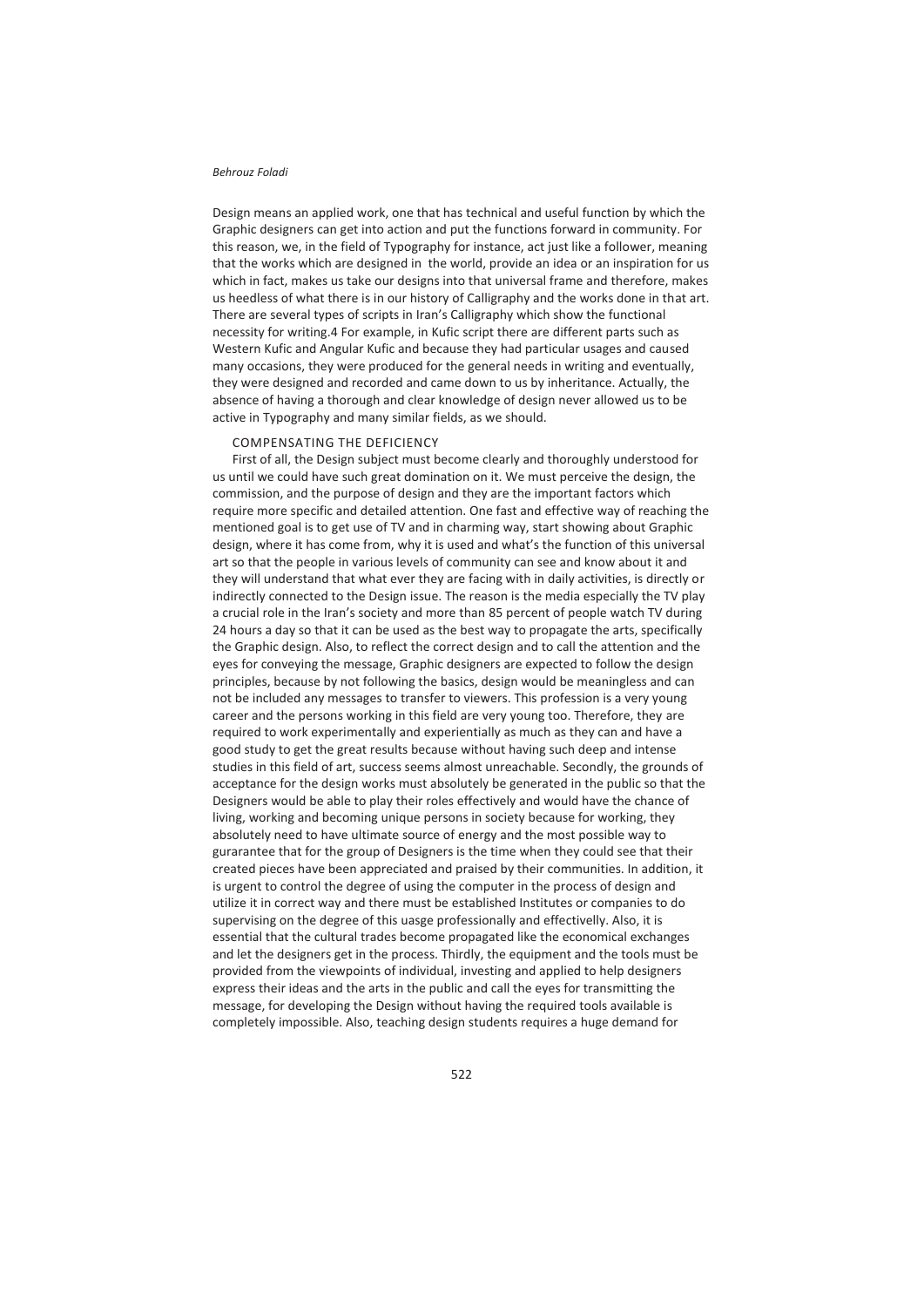Design means an applied work, one that has technical and useful function by which the Graphic designers can get into action and put the functions forward in community. For this reason, we, in the field of Typography for instance, act just like a follower, meaning that the works which are designed in the world, provide an idea or an inspiration for us which in fact, makes us take our designs into that universal frame and therefore, makes us heedless of what there is in our history of Calligraphy and the works done in that art. There are several types of scripts in Iran's Calligraphy which show the functional necessity for writing.4 For example, in Kufic script there are different parts such as Western Kufic and Angular Kufic and because they had particular usages and caused many occasions, they were produced for the general needs in writing and eventually, they were designed and recorded and came down to us by inheritance. Actually, the absence of having a thorough and clear knowledge of design never allowed us to be active in Typography and many similar fields, as we should.

## COMPENSATING THE DEFICIENCY

First of all, the Design subject must become clearly and thoroughly understood for us until we could have such great domination on it. We must perceive the design, the commission, and the purpose of design and they are the important factors which require more specific and detailed attention. One fast and effective way of reaching the mentioned goal is to get use of TV and in charming way, start showing about Graphic design, where it has come from, why it is used and what's the function of this universal art so that the people in various levels of community can see and know about it and they will understand that what ever they are facing with in daily activities, is directly or indirectly connected to the Design issue. The reason is the media especially the TV play a crucial role in the Iran's society and more than 85 percent of people watch TV during 24 hours a day so that it can be used as the best way to propagate the arts, specifically the Graphic design. Also, to reflect the correct design and to call the attention and the eyes for conveying the message, Graphic designers are expected to follow the design principles, because by not following the basics, design would be meaningless and can not be included any messages to transfer to viewers. This profession is a very young career and the persons working in this field are very young too. Therefore, they are required to work experimentally and experientially as much as they can and have a good study to get the great results because without having such deep and intense studies in this field of art, success seems almost unreachable. Secondly, the grounds of acceptance for the design works must absolutely be generated in the public so that the Designers would be able to play their roles effectively and would have the chance of living, working and becoming unique persons in society because for working, they absolutely need to have ultimate source of energy and the most possible way to gurarantee that for the group of Designers is the time when they could see that their created pieces have been appreciated and praised by their communities. In addition, it is urgent to control the degree of using the computer in the process of design and utilize it in correct way and there must be established Institutes or companies to do supervising on the degree of this uasge professionally and effectivelly. Also, it is essential that the cultural trades become propagated like the economical exchanges and let the designers get in the process. Thirdly, the equipment and the tools must be provided from the viewpoints of individual, investing and applied to help designers express their ideas and the arts in the public and call the eyes for transmitting the message, for developing the Design without having the required tools available is completely impossible. Also, teaching design students requires a huge demand for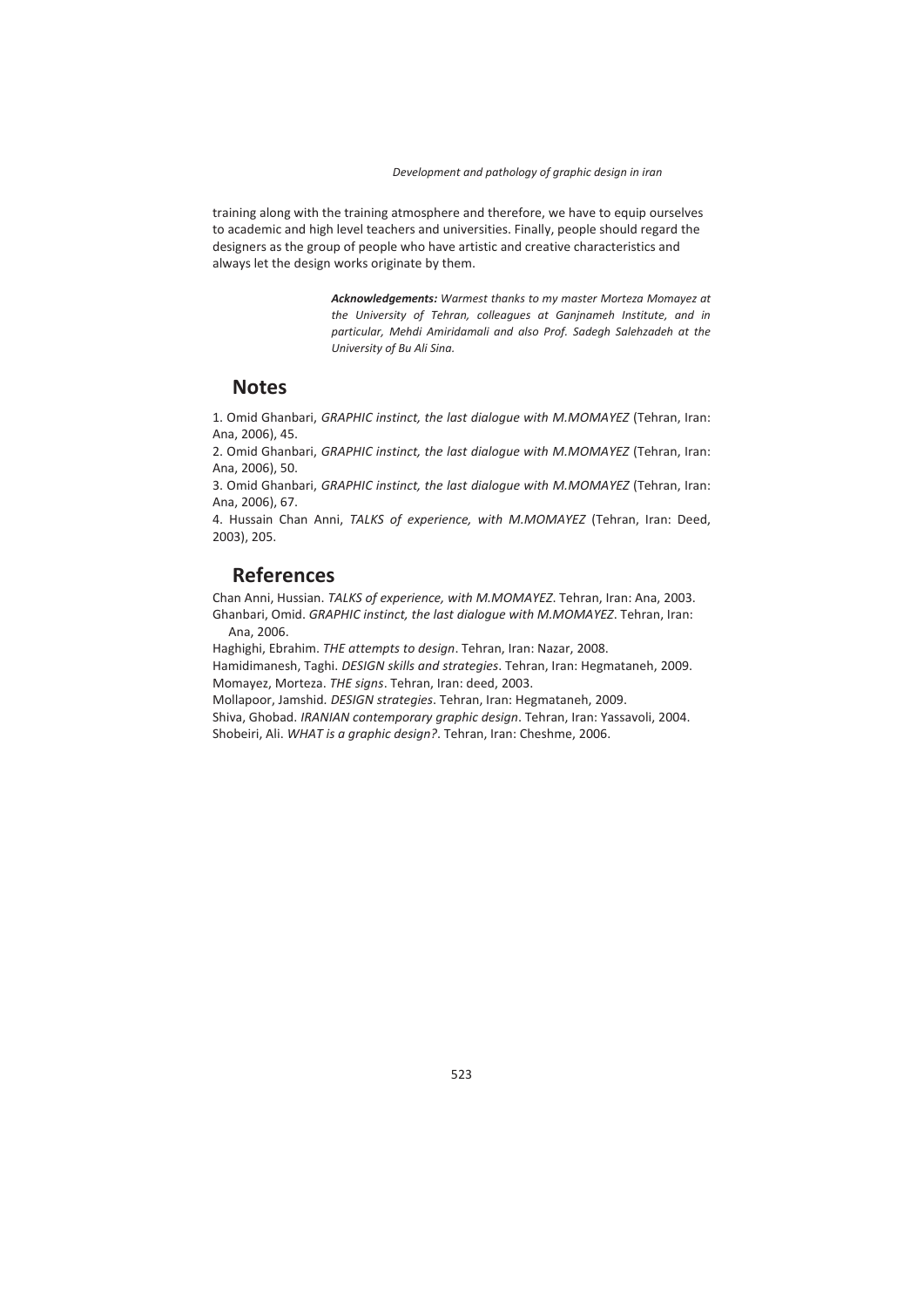training along with the training atmosphere and therefore, we have to equip ourselves to academic and high level teachers and universities. Finally, people should regard the designers as the group of people who have artistic and creative characteristics and always let the design works originate by them.

***Acknowledgements:*** *Warmest thanks to my master Morteza Momayez at the University of Tehran, colleagues at Ganjnameh Institute, and in particular, Mehdi Amiridamali and also Prof. Sadegh Salehzadeh at the University of Bu Ali Sina.*

## Notes

1. Omid Ghanbari, *GRAPHIC instinct, the last dialogue with M.MOMAYEZ* (Tehran, Iran: Ana, 2006), 45.
2. Omid Ghanbari, *GRAPHIC instinct, the last dialogue with M.MOMAYEZ* (Tehran, Iran: Ana, 2006), 50.
3. Omid Ghanbari, *GRAPHIC instinct, the last dialogue with M.MOMAYEZ* (Tehran, Iran: Ana, 2006), 67.
4. Hussain Chan Anni, *TALKS of experience, with M.MOMAYEZ* (Tehran, Iran: Deed, 2003), 205.

## References

Chan Anni, Hussian. *TALKS of experience, with M.MOMAYEZ*. Tehran, Iran: Ana, 2003.

Ghanbari, Omid. *GRAPHIC instinct, the last dialogue with M.MOMAYEZ*. Tehran, Iran: Ana, 2006.

Haghighi, Ebrahim. *THE attempts to design*. Tehran, Iran: Nazar, 2008.

Hamidimanesh, Taghi. *DESIGN skills and strategies*. Tehran, Iran: Hegmataneh, 2009.

Momayez, Morteza. *THE signs*. Tehran, Iran: deed, 2003.

Mollapoor, Jamshid. *DESIGN strategies*. Tehran, Iran: Hegmataneh, 2009.

Shiva, Ghobad. *IRANIAN contemporary graphic design*. Tehran, Iran: Yassavoli, 2004.

Shobeiri, Ali. *WHAT is a graphic design?*. Tehran, Iran: Cheshme, 2006.